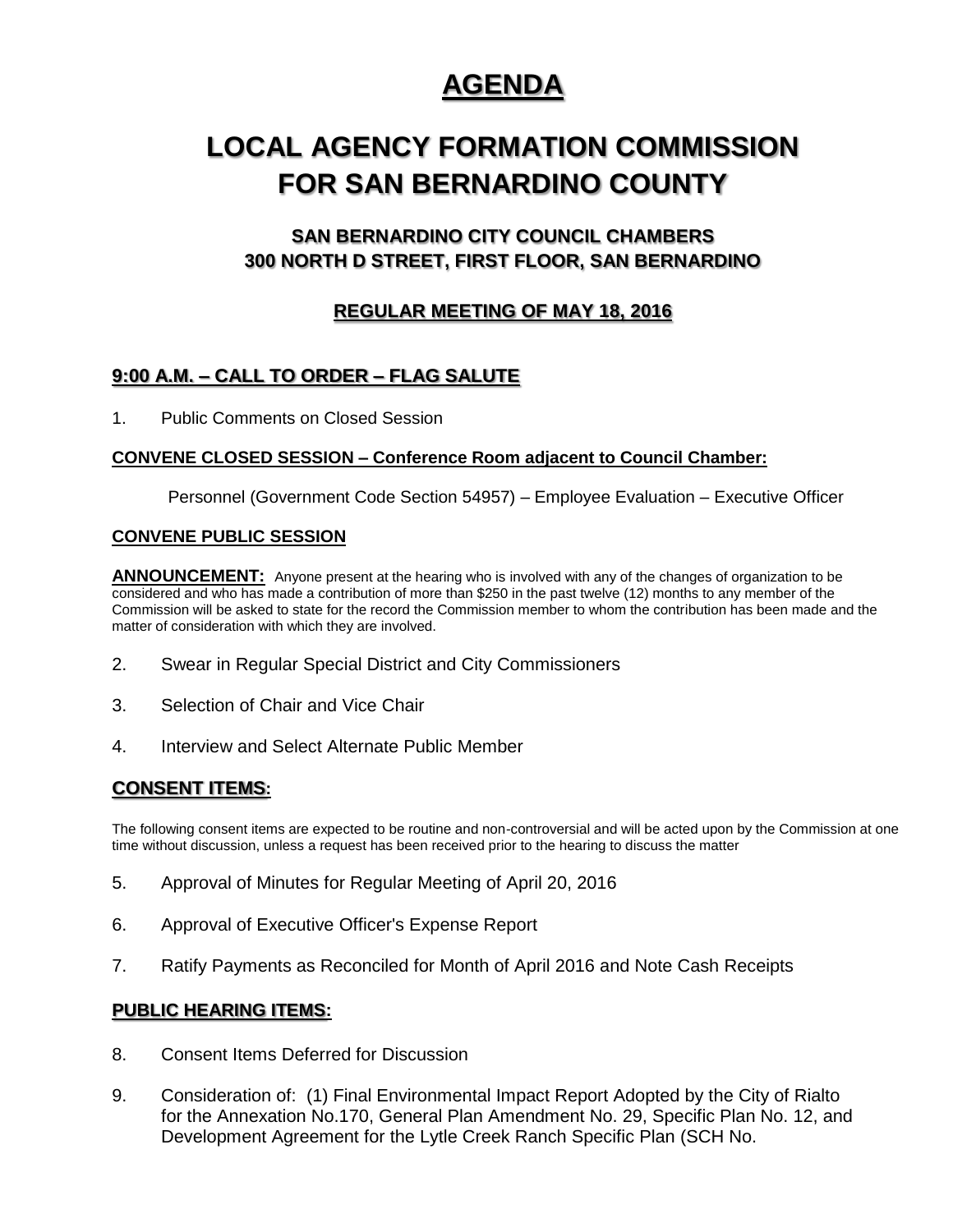# AGENDA

# LOCAL AGENCY FORMATION COMMISSION FOR SAN BERNARDINO COUNTY

### SAN BERNARDINO CITY COUNCIL CHAMBERS 300 NORTH D STREET, FIRST FLOOR, SAN BERNARDINO

### REGULAR MEETING OF MAY 18, 2016

## 9:00 A.M. – CALL TO ORDER – FLAG SALUTE

1. Public Comments on Closed Session

**CONVENE CLOSED SESSION – Conference Room adjacent to Council Chamber:**

Personnel (Government Code Section 54957) – Employee Evaluation – Executive Officer

**CONVENE PUBLIC SESSION**

**ANNOUNCEMENT:** Anyone present at the hearing who is involved with any of the changes of organization to be considered and who has made a contribution of more than $250 in the past twelve (12) months to any member of the Commission will be asked to state for the record the Commission member to whom the contribution has been made and the matter of consideration with which they are involved.

2. Swear in Regular Special District and City Commissioners
3. Selection of Chair and Vice Chair
4. Interview and Select Alternate Public Member

## CONSENT ITEMS:

The following consent items are expected to be routine and non-controversial and will be acted upon by the Commission at one time without discussion, unless a request has been received prior to the hearing to discuss the matter

5. Approval of Minutes for Regular Meeting of April 20, 2016
6. Approval of Executive Officer's Expense Report
7. Ratify Payments as Reconciled for Month of April 2016 and Note Cash Receipts

## PUBLIC HEARING ITEMS:

8. Consent Items Deferred for Discussion
9. Consideration of: (1) Final Environmental Impact Report Adopted by the City of Rialto for the Annexation No.170, General Plan Amendment No. 29, Specific Plan No. 12, and Development Agreement for the Lytle Creek Ranch Specific Plan (SCH No.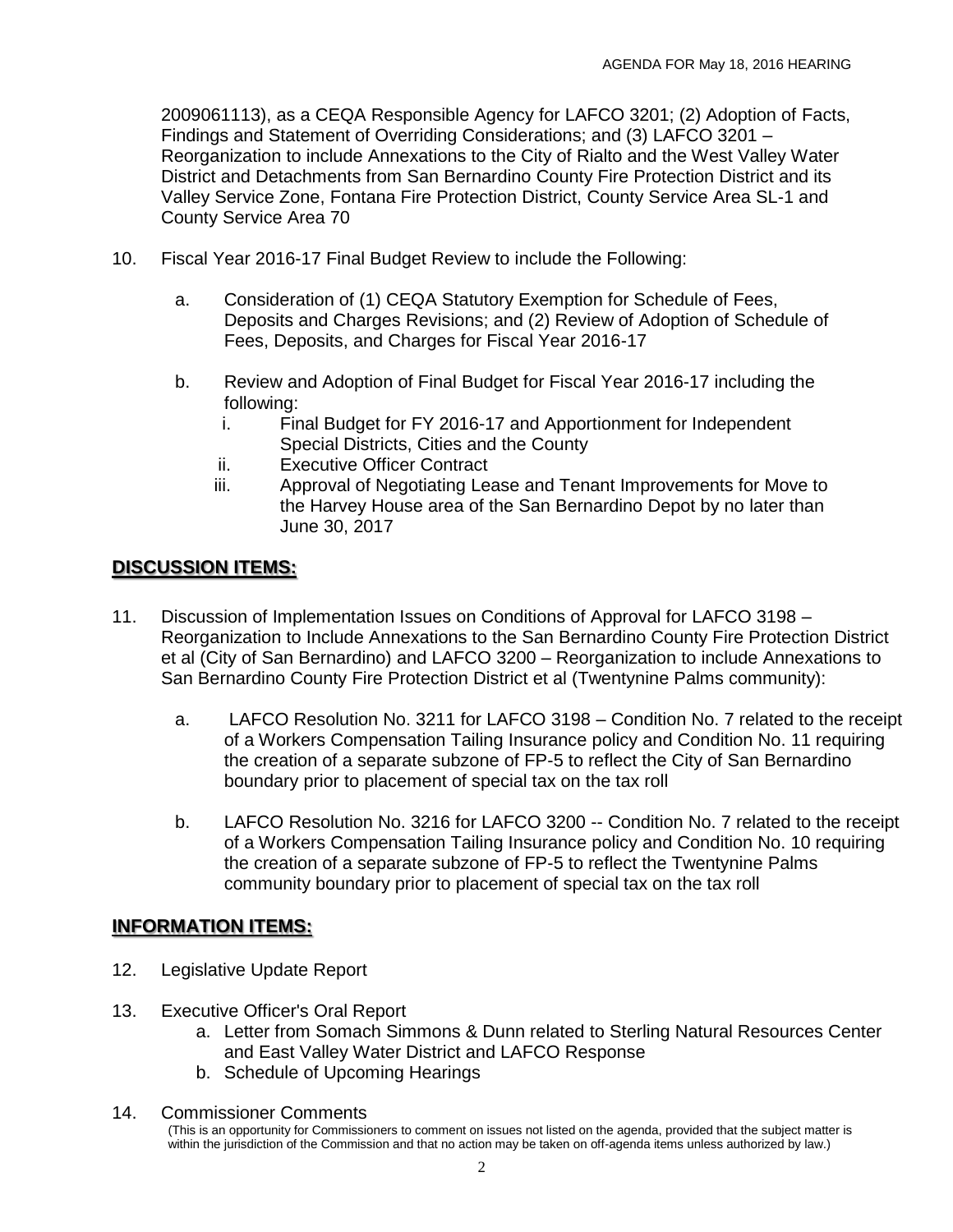2009061113), as a CEQA Responsible Agency for LAFCO 3201; (2) Adoption of Facts, Findings and Statement of Overriding Considerations; and (3) LAFCO 3201 – Reorganization to include Annexations to the City of Rialto and the West Valley Water District and Detachments from San Bernardino County Fire Protection District and its Valley Service Zone, Fontana Fire Protection District, County Service Area SL-1 and County Service Area 70

10. Fiscal Year 2016-17 Final Budget Review to include the Following:

    a. Consideration of (1) CEQA Statutory Exemption for Schedule of Fees, Deposits and Charges Revisions; and (2) Review of Adoption of Schedule of Fees, Deposits, and Charges for Fiscal Year 2016-17

    b. Review and Adoption of Final Budget for Fiscal Year 2016-17 including the following:
       i. Final Budget for FY 2016-17 and Apportionment for Independent Special Districts, Cities and the County
       ii. Executive Officer Contract
       iii. Approval of Negotiating Lease and Tenant Improvements for Move to the Harvey House area of the San Bernardino Depot by no later than June 30, 2017

## DISCUSSION ITEMS:

11. Discussion of Implementation Issues on Conditions of Approval for LAFCO 3198 – Reorganization to Include Annexations to the San Bernardino County Fire Protection District et al (City of San Bernardino) and LAFCO 3200 – Reorganization to include Annexations to San Bernardino County Fire Protection District et al (Twentynine Palms community):

    a. LAFCO Resolution No. 3211 for LAFCO 3198 – Condition No. 7 related to the receipt of a Workers Compensation Tailing Insurance policy and Condition No. 11 requiring the creation of a separate subzone of FP-5 to reflect the City of San Bernardino boundary prior to placement of special tax on the tax roll

    b. LAFCO Resolution No. 3216 for LAFCO 3200 -- Condition No. 7 related to the receipt of a Workers Compensation Tailing Insurance policy and Condition No. 10 requiring the creation of a separate subzone of FP-5 to reflect the Twentynine Palms community boundary prior to placement of special tax on the tax roll

## INFORMATION ITEMS:

12. Legislative Update Report

13. Executive Officer's Oral Report
    a. Letter from Somach Simmons & Dunn related to Sterling Natural Resources Center and East Valley Water District and LAFCO Response
    b. Schedule of Upcoming Hearings

14. Commissioner Comments
    (This is an opportunity for Commissioners to comment on issues not listed on the agenda, provided that the subject matter is within the jurisdiction of the Commission and that no action may be taken on off-agenda items unless authorized by law.)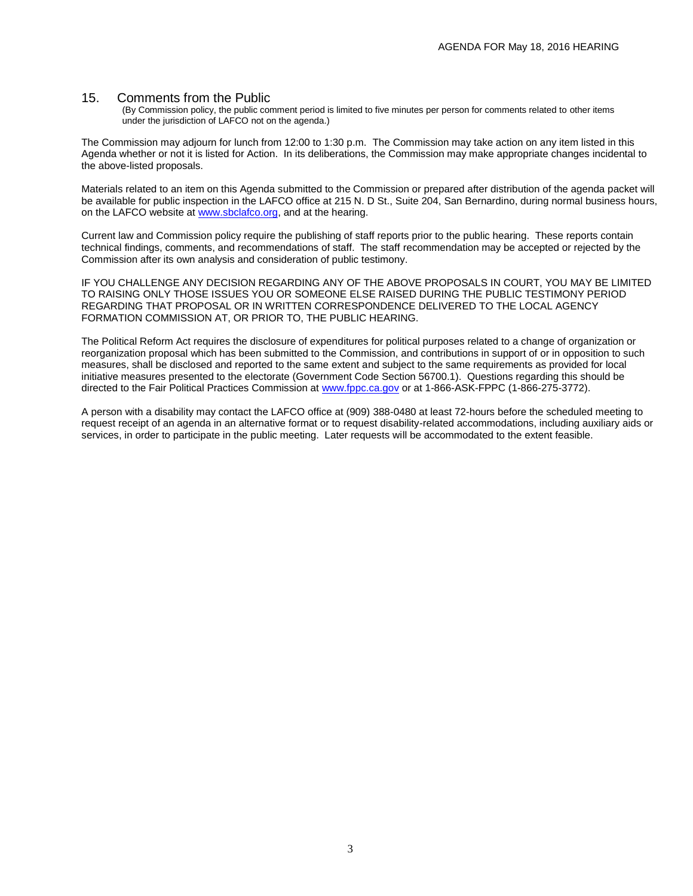## 15. Comments from the Public

(By Commission policy, the public comment period is limited to five minutes per person for comments related to other items under the jurisdiction of LAFCO not on the agenda.)

The Commission may adjourn for lunch from 12:00 to 1:30 p.m. The Commission may take action on any item listed in this Agenda whether or not it is listed for Action. In its deliberations, the Commission may make appropriate changes incidental to the above-listed proposals.

Materials related to an item on this Agenda submitted to the Commission or prepared after distribution of the agenda packet will be available for public inspection in the LAFCO office at 215 N. D St., Suite 204, San Bernardino, during normal business hours, on the LAFCO website at www.sbclafco.org, and at the hearing.

Current law and Commission policy require the publishing of staff reports prior to the public hearing. These reports contain technical findings, comments, and recommendations of staff. The staff recommendation may be accepted or rejected by the Commission after its own analysis and consideration of public testimony.

IF YOU CHALLENGE ANY DECISION REGARDING ANY OF THE ABOVE PROPOSALS IN COURT, YOU MAY BE LIMITED TO RAISING ONLY THOSE ISSUES YOU OR SOMEONE ELSE RAISED DURING THE PUBLIC TESTIMONY PERIOD REGARDING THAT PROPOSAL OR IN WRITTEN CORRESPONDENCE DELIVERED TO THE LOCAL AGENCY FORMATION COMMISSION AT, OR PRIOR TO, THE PUBLIC HEARING.

The Political Reform Act requires the disclosure of expenditures for political purposes related to a change of organization or reorganization proposal which has been submitted to the Commission, and contributions in support of or in opposition to such measures, shall be disclosed and reported to the same extent and subject to the same requirements as provided for local initiative measures presented to the electorate (Government Code Section 56700.1). Questions regarding this should be directed to the Fair Political Practices Commission at www.fppc.ca.gov or at 1-866-ASK-FPPC (1-866-275-3772).

A person with a disability may contact the LAFCO office at (909) 388-0480 at least 72-hours before the scheduled meeting to request receipt of an agenda in an alternative format or to request disability-related accommodations, including auxiliary aids or services, in order to participate in the public meeting. Later requests will be accommodated to the extent feasible.